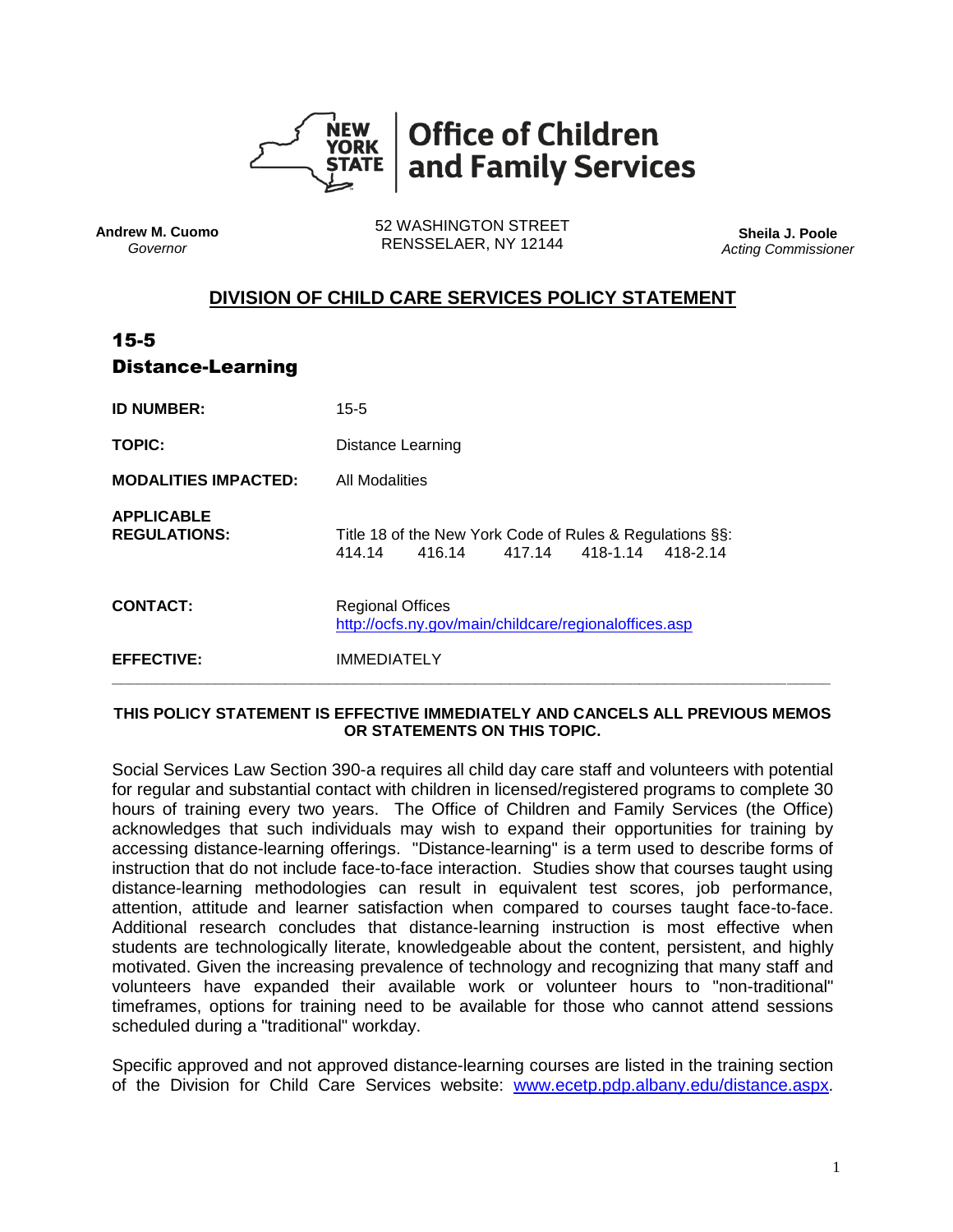**NEW YORK STATE | Office of Children and Family Services**

**Andrew M. Cuomo**
*Governor*

52 WASHINGTON STREET
RENSSELAER, NY 12144

**Sheila J. Poole**
*Acting Commissioner*

## DIVISION OF CHILD CARE SERVICES POLICY STATEMENT

# 15-5
# Distance-Learning

| | |
|---|---|
| **ID NUMBER:** | 15-5 |
| **TOPIC:** | Distance Learning |
| **MODALITIES IMPACTED:** | All Modalities |
| **APPLICABLE REGULATIONS:** | Title 18 of the New York Code of Rules & Regulations §§: 414.14 416.14 417.14 418-1.14 418-2.14 |
| **CONTACT:** | Regional Offices http://ocfs.ny.gov/main/childcare/regionaloffices.asp |
| **EFFECTIVE:** | IMMEDIATELY |

---

**THIS POLICY STATEMENT IS EFFECTIVE IMMEDIATELY AND CANCELS ALL PREVIOUS MEMOS OR STATEMENTS ON THIS TOPIC.**

Social Services Law Section 390-a requires all child day care staff and volunteers with potential for regular and substantial contact with children in licensed/registered programs to complete 30 hours of training every two years. The Office of Children and Family Services (the Office) acknowledges that such individuals may wish to expand their opportunities for training by accessing distance-learning offerings. "Distance-learning" is a term used to describe forms of instruction that do not include face-to-face interaction. Studies show that courses taught using distance-learning methodologies can result in equivalent test scores, job performance, attention, attitude and learner satisfaction when compared to courses taught face-to-face. Additional research concludes that distance-learning instruction is most effective when students are technologically literate, knowledgeable about the content, persistent, and highly motivated. Given the increasing prevalence of technology and recognizing that many staff and volunteers have expanded their available work or volunteer hours to "non-traditional" timeframes, options for training need to be available for those who cannot attend sessions scheduled during a "traditional" workday.

Specific approved and not approved distance-learning courses are listed in the training section of the Division for Child Care Services website: www.ecetp.pdp.albany.edu/distance.aspx.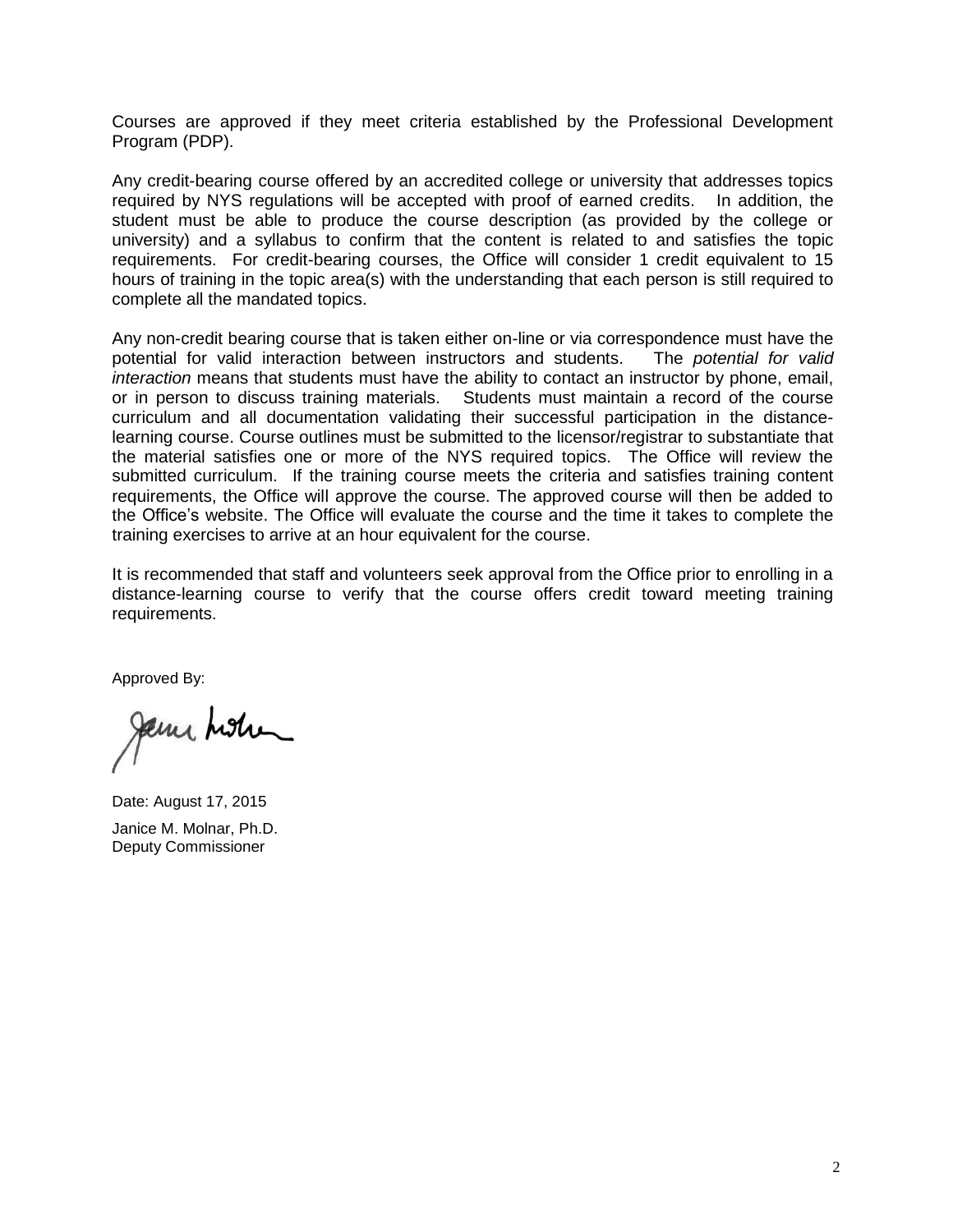Courses are approved if they meet criteria established by the Professional Development Program (PDP).

Any credit-bearing course offered by an accredited college or university that addresses topics required by NYS regulations will be accepted with proof of earned credits. In addition, the student must be able to produce the course description (as provided by the college or university) and a syllabus to confirm that the content is related to and satisfies the topic requirements. For credit-bearing courses, the Office will consider 1 credit equivalent to 15 hours of training in the topic area(s) with the understanding that each person is still required to complete all the mandated topics.

Any non-credit bearing course that is taken either on-line or via correspondence must have the potential for valid interaction between instructors and students. The *potential for valid interaction* means that students must have the ability to contact an instructor by phone, email, or in person to discuss training materials. Students must maintain a record of the course curriculum and all documentation validating their successful participation in the distance-learning course. Course outlines must be submitted to the licensor/registrar to substantiate that the material satisfies one or more of the NYS required topics. The Office will review the submitted curriculum. If the training course meets the criteria and satisfies training content requirements, the Office will approve the course. The approved course will then be added to the Office's website. The Office will evaluate the course and the time it takes to complete the training exercises to arrive at an hour equivalent for the course.

It is recommended that staff and volunteers seek approval from the Office prior to enrolling in a distance-learning course to verify that the course offers credit toward meeting training requirements.

Approved By:

Date: August 17, 2015

Janice M. Molnar, Ph.D.
Deputy Commissioner